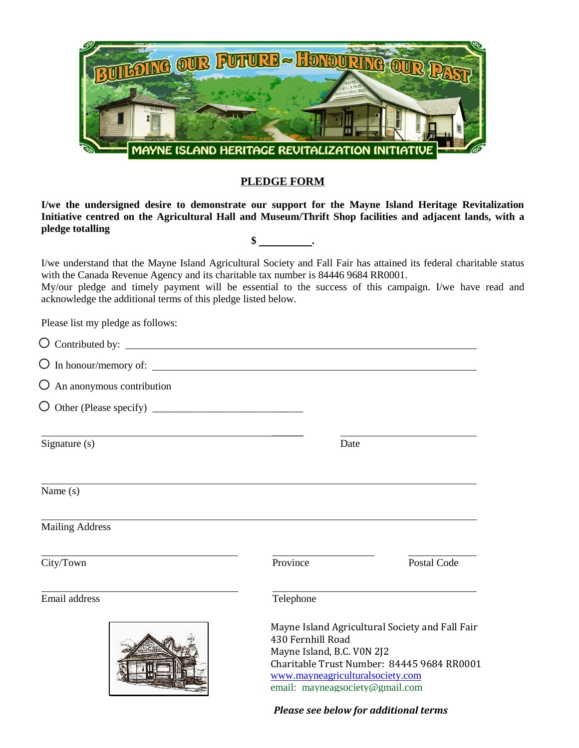BUILDING OUR FUTURE ~ HONOURING OUR PAST

MAYNE ISLAND HERITAGE REVITALIZATION INITIATIVE

## PLEDGE FORM

**I/we the undersigned desire to demonstrate our support for the Mayne Island Heritage Revitalization Initiative centred on the Agricultural Hall and Museum/Thrift Shop facilities and adjacent lands, with a pledge totalling**

**$ __________.**

I/we understand that the Mayne Island Agricultural Society and Fall Fair has attained its federal charitable status with the Canada Revenue Agency and its charitable tax number is 84446 9684 RR0001.
My/our pledge and timely payment will be essential to the success of this campaign. I/we have read and acknowledge the additional terms of this pledge listed below.

Please list my pledge as follows:

- ○ Contributed by: ______________________________________________
- ○ In honour/memory of: ______________________________________________
- ○ An anonymous contribution
- ○ Other (Please specify) _____________________________

______________________________________________ ______________________
Signature (s) Date

______________________________________________
Name (s)

______________________________________________
Mailing Address

______________________ ______________ __________
City/Town Province Postal Code

______________________ ______________________
Email address Telephone

Mayne Island Agricultural Society and Fall Fair
430 Fernhill Road
Mayne Island, B.C. V0N 2J2
Charitable Trust Number: 84445 9684 RR0001
www.mayneagriculturalsociety.com
email: mayneagsociety@gmail.com

***Please see below for additional terms***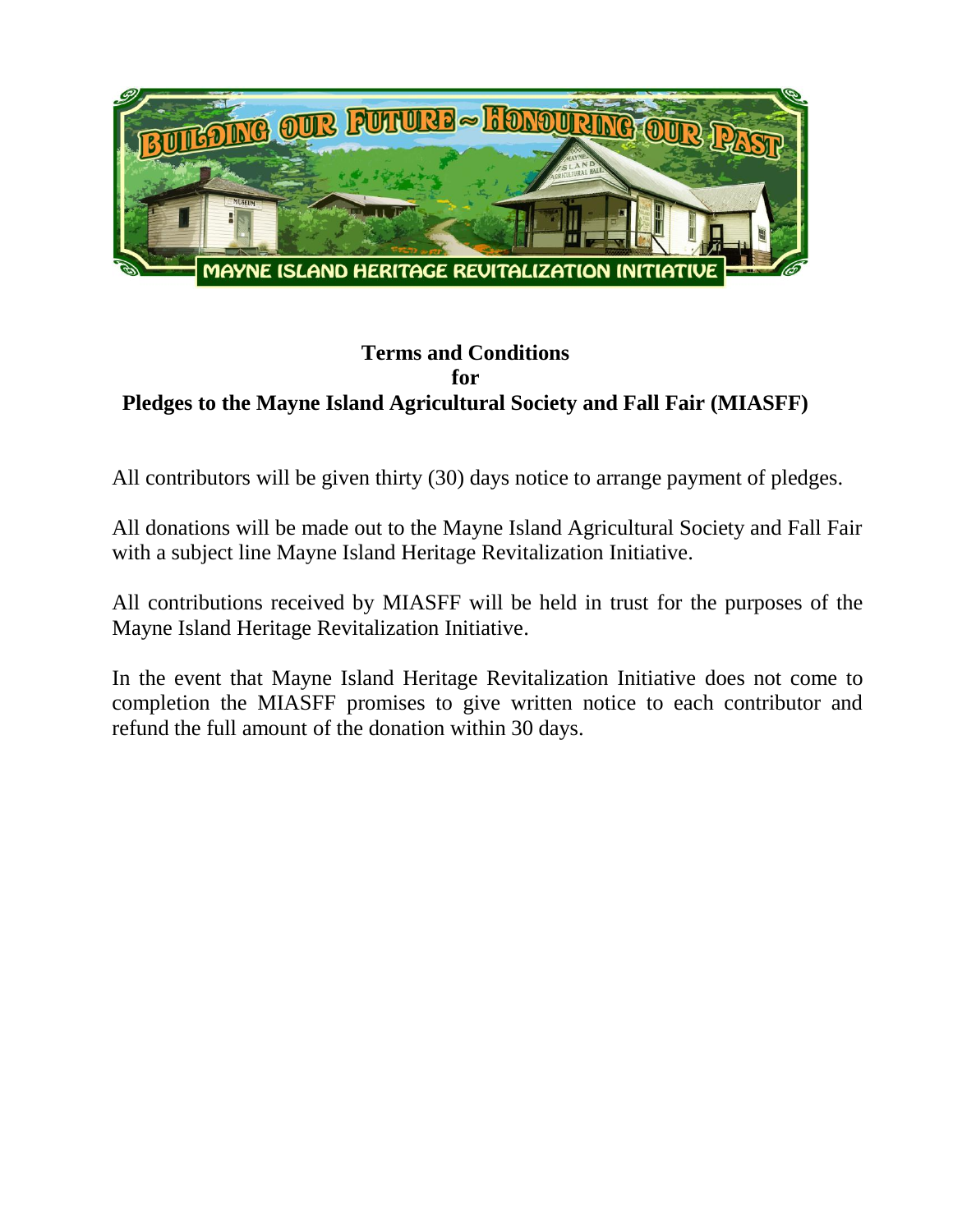# Terms and Conditions for Pledges to the Mayne Island Agricultural Society and Fall Fair (MIASFF)

All contributors will be given thirty (30) days notice to arrange payment of pledges.

All donations will be made out to the Mayne Island Agricultural Society and Fall Fair with a subject line Mayne Island Heritage Revitalization Initiative.

All contributions received by MIASFF will be held in trust for the purposes of the Mayne Island Heritage Revitalization Initiative.

In the event that Mayne Island Heritage Revitalization Initiative does not come to completion the MIASFF promises to give written notice to each contributor and refund the full amount of the donation within 30 days.